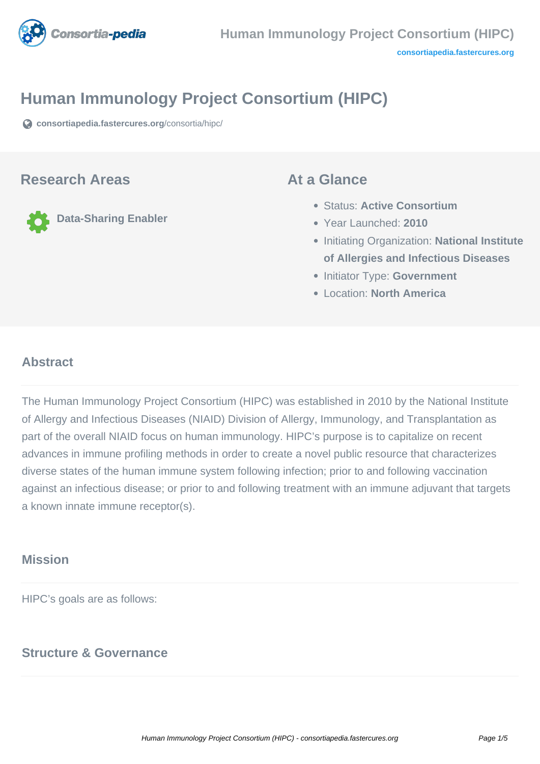# Human Immunology Project Consortium (HIPC)

consortiapedia.fastercures.org/consortia/hipc/

## Research Areas

Data-Sharing Enabler

## At a Glance

- Status: **Active Consortium**
- Year Launched: **2010**
- Initiating Organization: **National Institute of Allergies and Infectious Diseases**
- Initiator Type: **Government**
- Location: **North America**

### Abstract

The Human Immunology Project Consortium (HIPC) was established in 2010 by the National Institute of Allergy and Infectious Diseases (NIAID) Division of Allergy, Immunology, and Transplantation as part of the overall NIAID focus on human immunology. HIPC's purpose is to capitalize on recent advances in immune profiling methods in order to create a novel public resource that characterizes diverse states of the human immune system following infection; prior to and following vaccination against an infectious disease; or prior to and following treatment with an immune adjuvant that targets a known innate immune receptor(s).

### Mission

HIPC's goals are as follows:

### Structure & Governance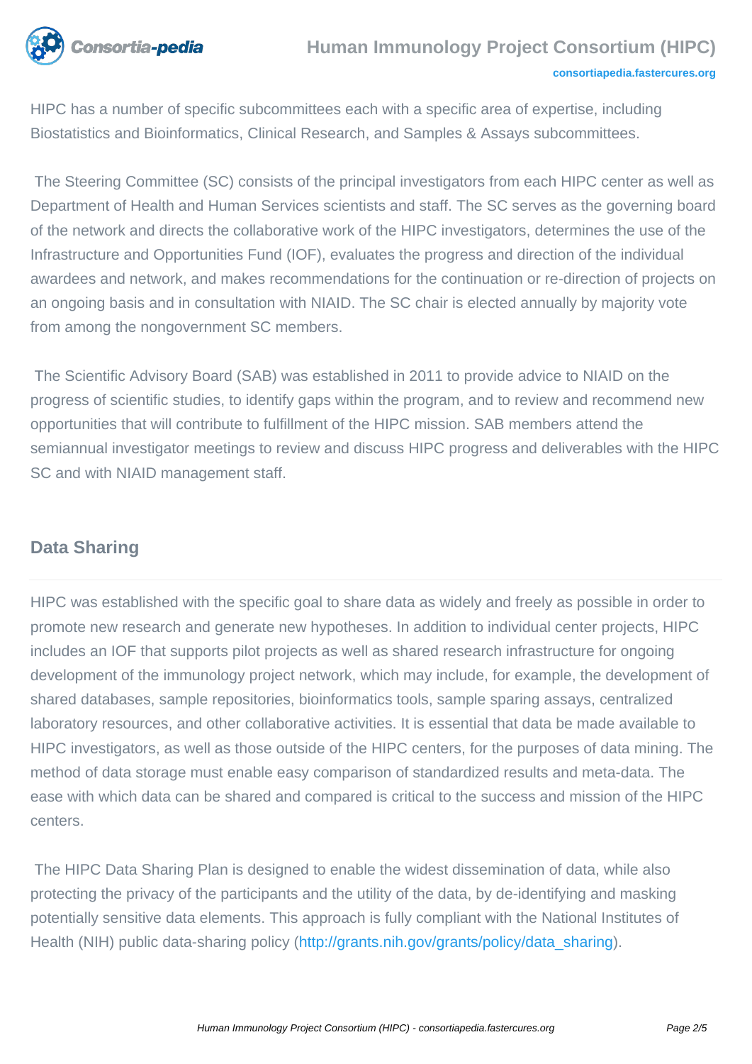HIPC has a number of specific subcommittees each with a specific area of expertise, including Biostatistics and Bioinformatics, Clinical Research, and Samples & Assays subcommittees.

The Steering Committee (SC) consists of the principal investigators from each HIPC center as well as Department of Health and Human Services scientists and staff. The SC serves as the governing board of the network and directs the collaborative work of the HIPC investigators, determines the use of the Infrastructure and Opportunities Fund (IOF), evaluates the progress and direction of the individual awardees and network, and makes recommendations for the continuation or re-direction of projects on an ongoing basis and in consultation with NIAID. The SC chair is elected annually by majority vote from among the nongovernment SC members.

The Scientific Advisory Board (SAB) was established in 2011 to provide advice to NIAID on the progress of scientific studies, to identify gaps within the program, and to review and recommend new opportunities that will contribute to fulfillment of the HIPC mission. SAB members attend the semiannual investigator meetings to review and discuss HIPC progress and deliverables with the HIPC SC and with NIAID management staff.

## Data Sharing

HIPC was established with the specific goal to share data as widely and freely as possible in order to promote new research and generate new hypotheses. In addition to individual center projects, HIPC includes an IOF that supports pilot projects as well as shared research infrastructure for ongoing development of the immunology project network, which may include, for example, the development of shared databases, sample repositories, bioinformatics tools, sample sparing assays, centralized laboratory resources, and other collaborative activities. It is essential that data be made available to HIPC investigators, as well as those outside of the HIPC centers, for the purposes of data mining. The method of data storage must enable easy comparison of standardized results and meta-data. The ease with which data can be shared and compared is critical to the success and mission of the HIPC centers.

The HIPC Data Sharing Plan is designed to enable the widest dissemination of data, while also protecting the privacy of the participants and the utility of the data, by de-identifying and masking potentially sensitive data elements. This approach is fully compliant with the National Institutes of Health (NIH) public data-sharing policy (http://grants.nih.gov/grants/policy/data_sharing).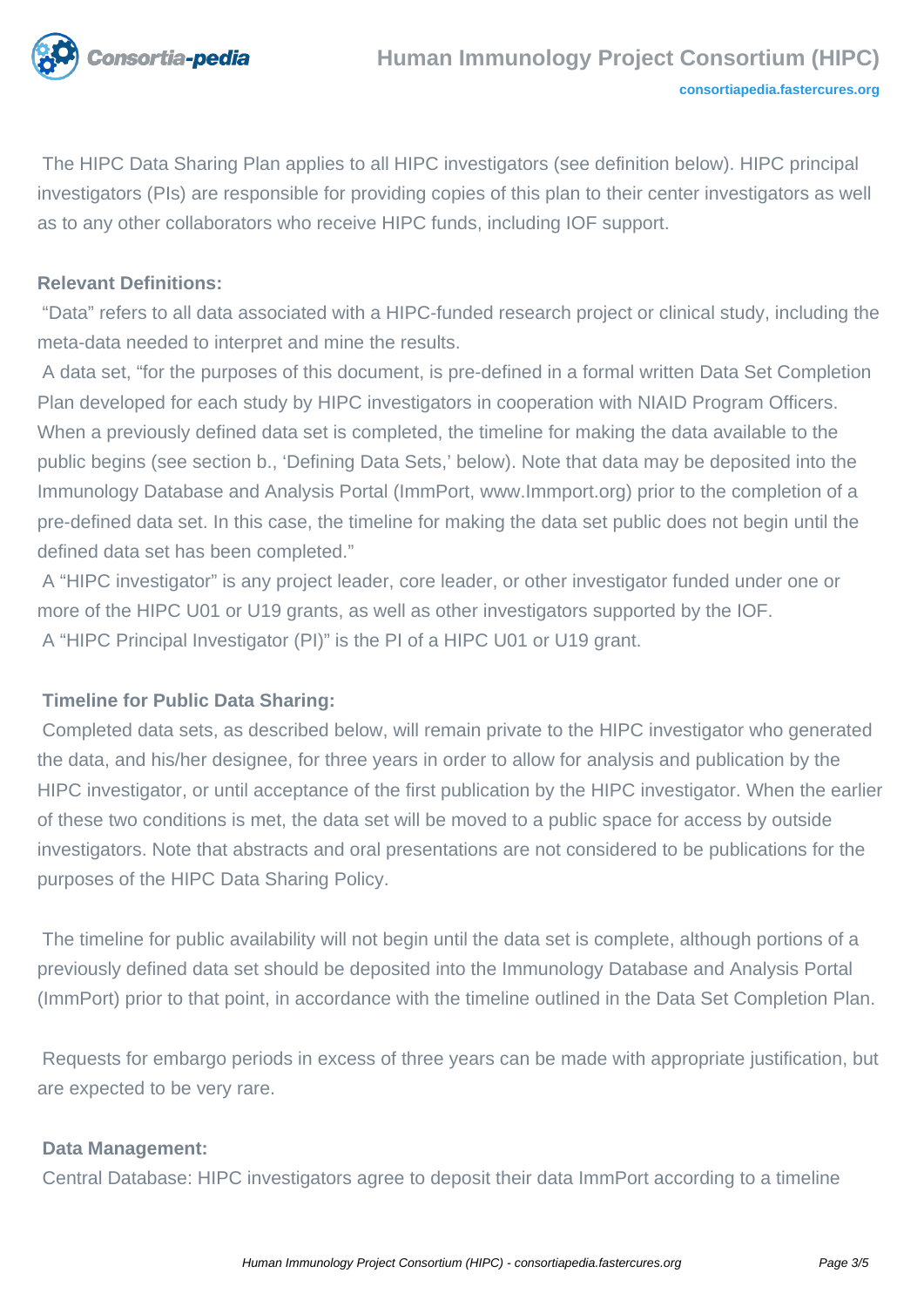The HIPC Data Sharing Plan applies to all HIPC investigators (see definition below). HIPC principal investigators (PIs) are responsible for providing copies of this plan to their center investigators as well as to any other collaborators who receive HIPC funds, including IOF support.

**Relevant Definitions:**

"Data" refers to all data associated with a HIPC-funded research project or clinical study, including the meta-data needed to interpret and mine the results.

A data set, "for the purposes of this document, is pre-defined in a formal written Data Set Completion Plan developed for each study by HIPC investigators in cooperation with NIAID Program Officers. When a previously defined data set is completed, the timeline for making the data available to the public begins (see section b., 'Defining Data Sets,' below). Note that data may be deposited into the Immunology Database and Analysis Portal (ImmPort, www.Immport.org) prior to the completion of a pre-defined data set. In this case, the timeline for making the data set public does not begin until the defined data set has been completed."

A "HIPC investigator" is any project leader, core leader, or other investigator funded under one or more of the HIPC U01 or U19 grants, as well as other investigators supported by the IOF.

A "HIPC Principal Investigator (PI)" is the PI of a HIPC U01 or U19 grant.

**Timeline for Public Data Sharing:**

Completed data sets, as described below, will remain private to the HIPC investigator who generated the data, and his/her designee, for three years in order to allow for analysis and publication by the HIPC investigator, or until acceptance of the first publication by the HIPC investigator. When the earlier of these two conditions is met, the data set will be moved to a public space for access by outside investigators. Note that abstracts and oral presentations are not considered to be publications for the purposes of the HIPC Data Sharing Policy.

The timeline for public availability will not begin until the data set is complete, although portions of a previously defined data set should be deposited into the Immunology Database and Analysis Portal (ImmPort) prior to that point, in accordance with the timeline outlined in the Data Set Completion Plan.

Requests for embargo periods in excess of three years can be made with appropriate justification, but are expected to be very rare.

**Data Management:**

Central Database: HIPC investigators agree to deposit their data ImmPort according to a timeline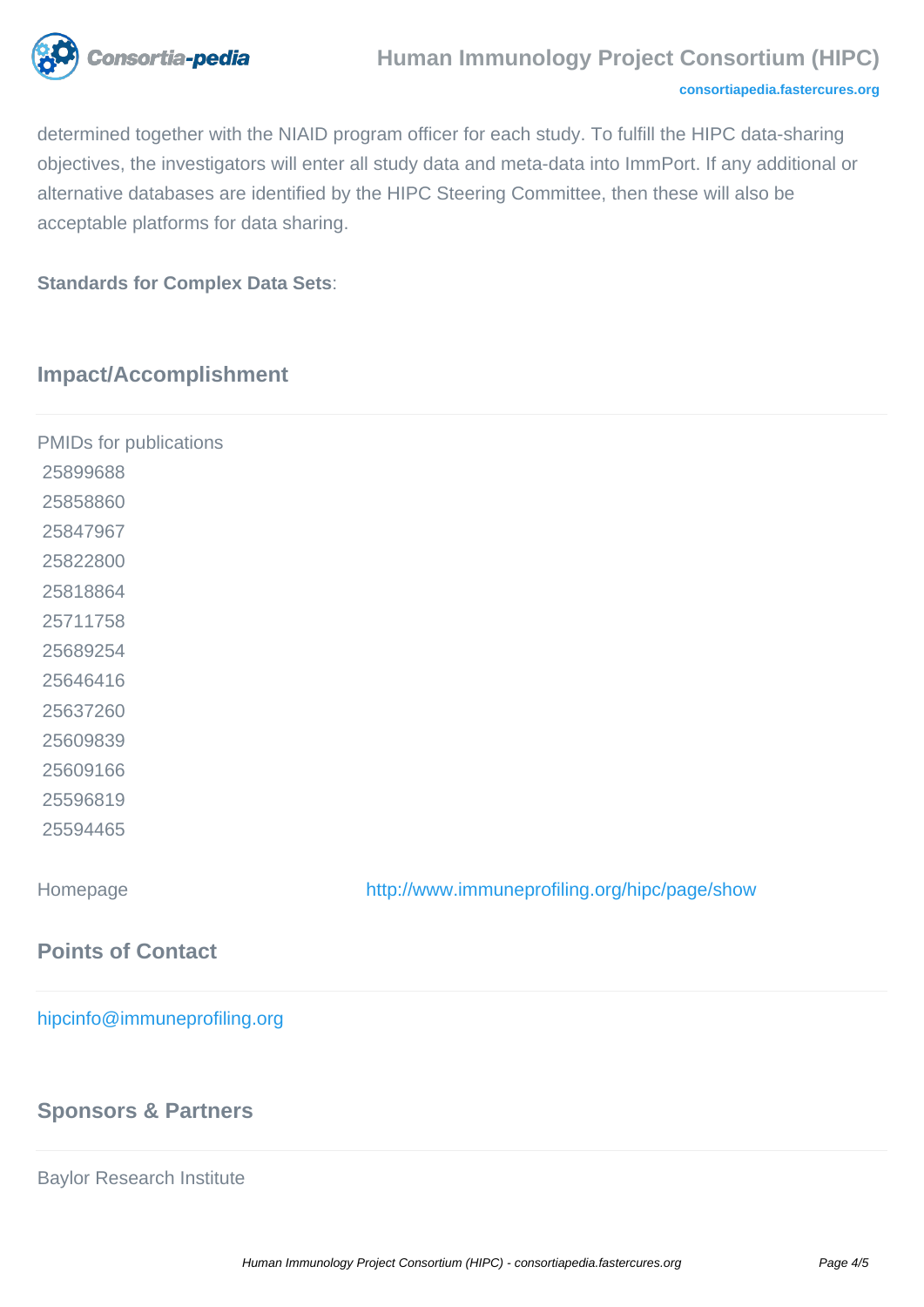determined together with the NIAID program officer for each study. To fulfill the HIPC data-sharing objectives, the investigators will enter all study data and meta-data into ImmPort. If any additional or alternative databases are identified by the HIPC Steering Committee, then these will also be acceptable platforms for data sharing.

**Standards for Complex Data Sets**:

## Impact/Accomplishment

PMIDs for publications
25899688
25858860
25847967
25822800
25818864
25711758
25689254
25646416
25637260
25609839
25609166
25596819
25594465

Homepage http://www.immuneprofiling.org/hipc/page/show

## Points of Contact

hipcinfo@immuneprofiling.org

## Sponsors & Partners

Baylor Research Institute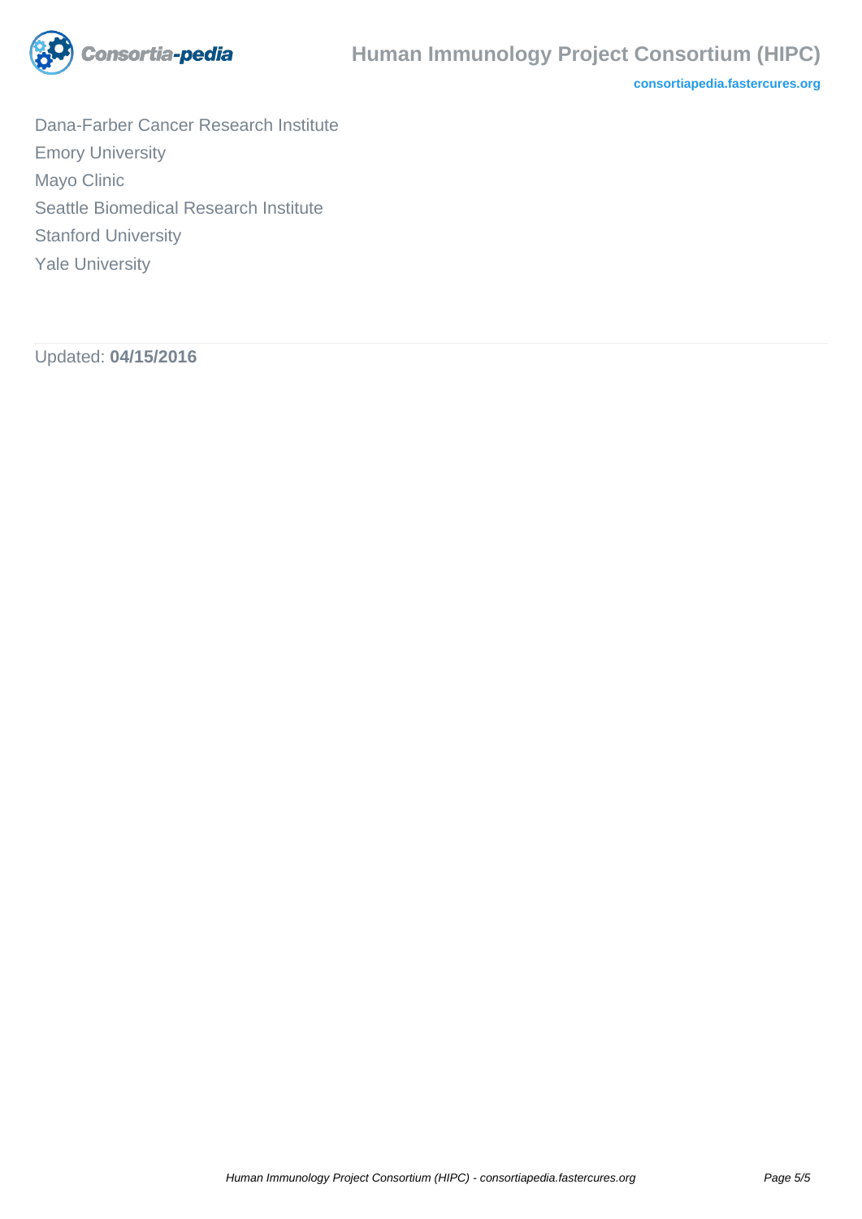Dana-Farber Cancer Research Institute
Emory University
Mayo Clinic
Seattle Biomedical Research Institute
Stanford University
Yale University

Updated: **04/15/2016**